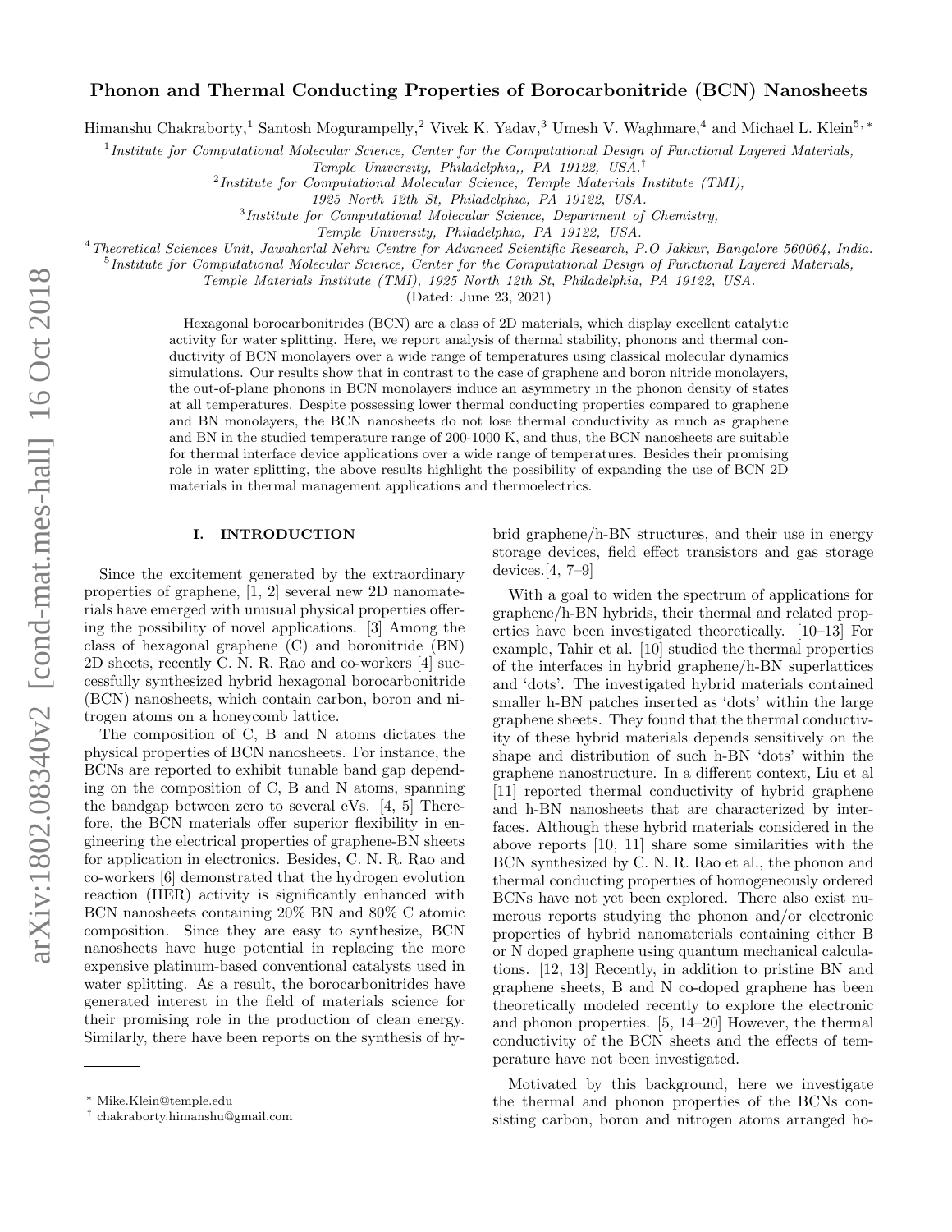# Phonon and Thermal Conducting Properties of Borocarbonitride (BCN) Nanosheets

Himanshu Chakraborty,[1] Santosh Mogurampelly,[2] Vivek K. Yadav,[3] Umesh V. Waghmare,[4] and Michael L. Klein[5,*]

[1] *Institute for Computational Molecular Science, Center for the Computational Design of Functional Layered Materials, Temple University, Philadelphia,, PA 19122, USA.*[†]

[2] *Institute for Computational Molecular Science, Temple Materials Institute (TMI), 1925 North 12th St, Philadelphia, PA 19122, USA.*

[3] *Institute for Computational Molecular Science, Department of Chemistry, Temple University, Philadelphia, PA 19122, USA.*

[4] *Theoretical Sciences Unit, Jawaharlal Nehru Centre for Advanced Scientific Research, P.O Jakkur, Bangalore 560064, India.*

[5] *Institute for Computational Molecular Science, Center for the Computational Design of Functional Layered Materials, Temple Materials Institute (TMI), 1925 North 12th St, Philadelphia, PA 19122, USA.*

(Dated: June 23, 2021)

Hexagonal borocarbonitrides (BCN) are a class of 2D materials, which display excellent catalytic activity for water splitting. Here, we report analysis of thermal stability, phonons and thermal conductivity of BCN monolayers over a wide range of temperatures using classical molecular dynamics simulations. Our results show that in contrast to the case of graphene and boron nitride monolayers, the out-of-plane phonons in BCN monolayers induce an asymmetry in the phonon density of states at all temperatures. Despite possessing lower thermal conducting properties compared to graphene and BN monolayers, the BCN nanosheets do not lose thermal conductivity as much as graphene and BN in the studied temperature range of 200-1000 K, and thus, the BCN nanosheets are suitable for thermal interface device applications over a wide range of temperatures. Besides their promising role in water splitting, the above results highlight the possibility of expanding the use of BCN 2D materials in thermal management applications and thermoelectrics.

## I. INTRODUCTION

Since the excitement generated by the extraordinary properties of graphene, [1, 2] several new 2D nanomaterials have emerged with unusual physical properties offering the possibility of novel applications. [3] Among the class of hexagonal graphene (C) and boronitride (BN) 2D sheets, recently C. N. R. Rao and co-workers [4] successfully synthesized hybrid hexagonal borocarbonitride (BCN) nanosheets, which contain carbon, boron and nitrogen atoms on a honeycomb lattice.

The composition of C, B and N atoms dictates the physical properties of BCN nanosheets. For instance, the BCNs are reported to exhibit tunable band gap depending on the composition of C, B and N atoms, spanning the bandgap between zero to several eVs. [4, 5] Therefore, the BCN materials offer superior flexibility in engineering the electrical properties of graphene-BN sheets for application in electronics. Besides, C. N. R. Rao and co-workers [6] demonstrated that the hydrogen evolution reaction (HER) activity is significantly enhanced with BCN nanosheets containing 20% BN and 80% C atomic composition. Since they are easy to synthesize, BCN nanosheets have huge potential in replacing the more expensive platinum-based conventional catalysts used in water splitting. As a result, the borocarbonitrides have generated interest in the field of materials science for their promising role in the production of clean energy. Similarly, there have been reports on the synthesis of hybrid graphene/h-BN structures, and their use in energy storage devices, field effect transistors and gas storage devices.[4, 7–9]

With a goal to widen the spectrum of applications for graphene/h-BN hybrids, their thermal and related properties have been investigated theoretically. [10–13] For example, Tahir et al. [10] studied the thermal properties of the interfaces in hybrid graphene/h-BN superlattices and 'dots'. The investigated hybrid materials contained smaller h-BN patches inserted as 'dots' within the large graphene sheets. They found that the thermal conductivity of these hybrid materials depends sensitively on the shape and distribution of such h-BN 'dots' within the graphene nanostructure. In a different context, Liu et al [11] reported thermal conductivity of hybrid graphene and h-BN nanosheets that are characterized by interfaces. Although these hybrid materials considered in the above reports [10, 11] share some similarities with the BCN synthesized by C. N. R. Rao et al., the phonon and thermal conducting properties of homogeneously ordered BCNs have not yet been explored. There also exist numerous reports studying the phonon and/or electronic properties of hybrid nanomaterials containing either B or N doped graphene using quantum mechanical calculations. [12, 13] Recently, in addition to pristine BN and graphene sheets, B and N co-doped graphene has been theoretically modeled recently to explore the electronic and phonon properties. [5, 14–20] However, the thermal conductivity of the BCN sheets and the effects of temperature have not been investigated.

Motivated by this background, here we investigate the thermal and phonon properties of the BCNs consisting carbon, boron and nitrogen atoms arranged ho-

---

* Mike.Klein@temple.edu

† chakraborty.himanshu@gmail.com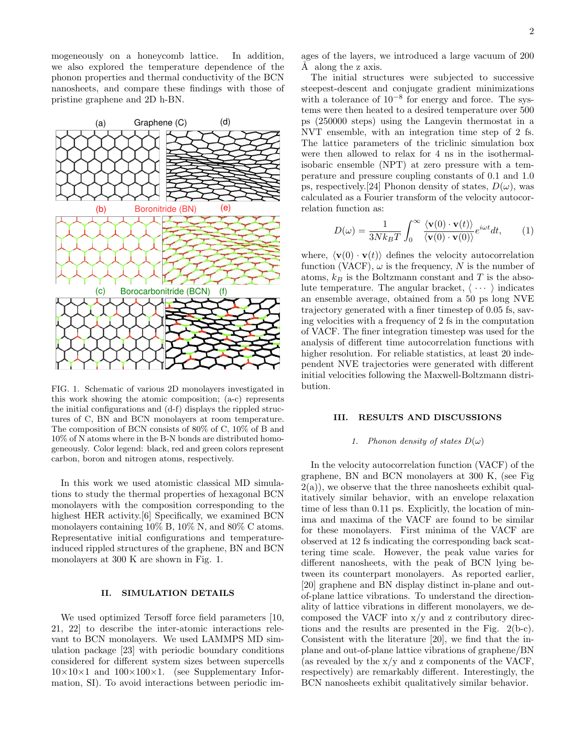mogeneously on a honeycomb lattice. In addition, we also explored the temperature dependence of the phonon properties and thermal conductivity of the BCN nanosheets, and compare these findings with those of pristine graphene and 2D h-BN.

FIG. 1. Schematic of various 2D monolayers investigated in this work showing the atomic composition; (a-c) represents the initial configurations and (d-f) displays the rippled structures of C, BN and BCN monolayers at room temperature. The composition of BCN consists of 80% of C, 10% of B and 10% of N atoms where in the B-N bonds are distributed homogeneously. Color legend: black, red and green colors represent carbon, boron and nitrogen atoms, respectively.

In this work we used atomistic classical MD simulations to study the thermal properties of hexagonal BCN monolayers with the composition corresponding to the highest HER activity.[6] Specifically, we examined BCN monolayers containing 10% B, 10% N, and 80% C atoms. Representative initial configurations and temperature-induced rippled structures of the graphene, BN and BCN monolayers at 300 K are shown in Fig. 1.

## II. SIMULATION DETAILS

We used optimized Tersoff force field parameters [10, 21, 22] to describe the inter-atomic interactions relevant to BCN monolayers. We used LAMMPS MD simulation package [23] with periodic boundary conditions considered for different system sizes between supercells $10\times10\times1$ and $100\times100\times1$. (see Supplementary Information, SI). To avoid interactions between periodic images of the layers, we introduced a large vacuum of 200 Å along the z axis.

The initial structures were subjected to successive steepest-descent and conjugate gradient minimizations with a tolerance of $10^{-8}$ for energy and force. The systems were then heated to a desired temperature over 500 ps (250000 steps) using the Langevin thermostat in a NVT ensemble, with an integration time step of 2 fs. The lattice parameters of the triclinic simulation box were then allowed to relax for 4 ns in the isothermal-isobaric ensemble (NPT) at zero pressure with a temperature and pressure coupling constants of 0.1 and 1.0 ps, respectively.[24] Phonon density of states, $D(\omega)$, was calculated as a Fourier transform of the velocity autocorrelation function as:

$$D(\omega) = \frac{1}{3Nk_BT}\int_0^\infty \frac{\langle \mathbf{v}(0)\cdot\mathbf{v}(t)\rangle}{\langle \mathbf{v}(0)\cdot\mathbf{v}(0)\rangle} e^{i\omega t} dt, \qquad (1)$$

where, $\langle \mathbf{v}(0)\cdot\mathbf{v}(t)\rangle$ defines the velocity autocorrelation function (VACF), $\omega$ is the frequency, $N$ is the number of atoms, $k_B$ is the Boltzmann constant and $T$ is the absolute temperature. The angular bracket, $\langle \cdots \rangle$ indicates an ensemble average, obtained from a 50 ps long NVE trajectory generated with a finer timestep of 0.05 fs, saving velocities with a frequency of 2 fs in the computation of VACF. The finer integration timestep was used for the analysis of different time autocorrelation functions with higher resolution. For reliable statistics, at least 20 independent NVE trajectories were generated with different initial velocities following the Maxwell-Boltzmann distribution.

## III. RESULTS AND DISCUSSIONS

### *1. Phonon density of states $D(\omega)$*

In the velocity autocorrelation function (VACF) of the graphene, BN and BCN monolayers at 300 K, (see Fig 2(a)), we observe that the three nanosheets exhibit qualitatively similar behavior, with an envelope relaxation time of less than 0.11 ps. Explicitly, the location of minima and maxima of the VACF are found to be similar for these monolayers. First minima of the VACF are observed at 12 fs indicating the corresponding back scattering time scale. However, the peak value varies for different nanosheets, with the peak of BCN lying between its counterpart monolayers. As reported earlier, [20] graphene and BN display distinct in-plane and out-of-plane lattice vibrations. To understand the directionality of lattice vibrations in different monolayers, we decomposed the VACF into x/y and z contributory directions and the results are presented in the Fig. 2(b-c). Consistent with the literature [20], we find that the in-plane and out-of-plane lattice vibrations of graphene/BN (as revealed by the x/y and z components of the VACF, respectively) are remarkably different. Interestingly, the BCN nanosheets exhibit qualitatively similar behavior.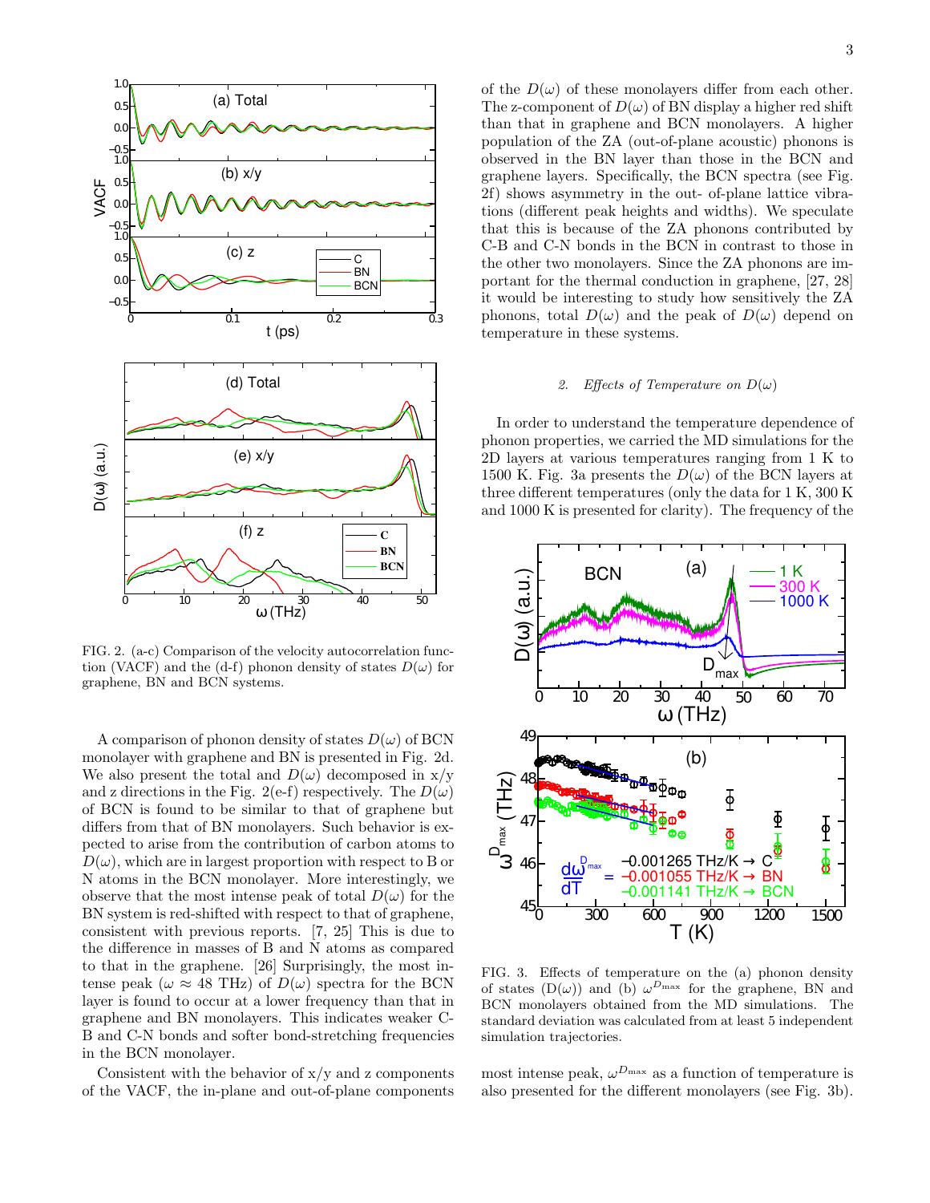A comparison of phonon density of states $D(\omega)$ of BCN monolayer with graphene and BN is presented in Fig. 2d. We also present the total and $D(\omega)$ decomposed in x/y and z directions in the Fig. 2(e-f) respectively. The $D(\omega)$ of BCN is found to be similar to that of graphene but differs from that of BN monolayers. Such behavior is expected to arise from the contribution of carbon atoms to $D(\omega)$, which are in largest proportion with respect to B or N atoms in the BCN monolayer. More interestingly, we observe that the most intense peak of total $D(\omega)$ for the BN system is red-shifted with respect to that of graphene, consistent with previous reports. [7, 25] This is due to the difference in masses of B and N atoms as compared to that in the graphene. [26] Surprisingly, the most intense peak ($\omega \approx 48$ THz) of $D(\omega)$ spectra for the BCN layer is found to occur at a lower frequency than that in graphene and BN monolayers. This indicates weaker C-B and C-N bonds and softer bond-stretching frequencies in the BCN monolayer.

Consistent with the behavior of x/y and z components of the VACF, the in-plane and out-of-plane components of the $D(\omega)$ of these monolayers differ from each other. The z-component of $D(\omega)$ of BN display a higher red shift than that in graphene and BCN monolayers. A higher population of the ZA (out-of-plane acoustic) phonons is observed in the BN layer than those in the BCN and graphene layers. Specifically, the BCN spectra (see Fig. 2f) shows asymmetry in the out- of-plane lattice vibrations (different peak heights and widths). We speculate that this is because of the ZA phonons contributed by C-B and C-N bonds in the BCN in contrast to those in the other two monolayers. Since the ZA phonons are important for the thermal conduction in graphene, [27, 28] it would be interesting to study how sensitively the ZA phonons, total $D(\omega)$ and the peak of $D(\omega)$ depend on temperature in these systems.

FIG. 2. (a-c) Comparison of the velocity autocorrelation function (VACF) and the (d-f) phonon density of states $D(\omega)$ for graphene, BN and BCN systems.

#### 2. *Effects of Temperature on $D(\omega)$*

In order to understand the temperature dependence of phonon properties, we carried the MD simulations for the 2D layers at various temperatures ranging from 1 K to 1500 K. Fig. 3a presents the $D(\omega)$ of the BCN layers at three different temperatures (only the data for 1 K, 300 K and 1000 K is presented for clarity). The frequency of the most intense peak, $\omega^{D_{\max}}$ as a function of temperature is also presented for the different monolayers (see Fig. 3b).

FIG. 3. Effects of temperature on the (a) phonon density of states ($D(\omega)$) and (b) $\omega^{D_{\max}}$ for the graphene, BN and BCN monolayers obtained from the MD simulations. The standard deviation was calculated from at least 5 independent simulation trajectories.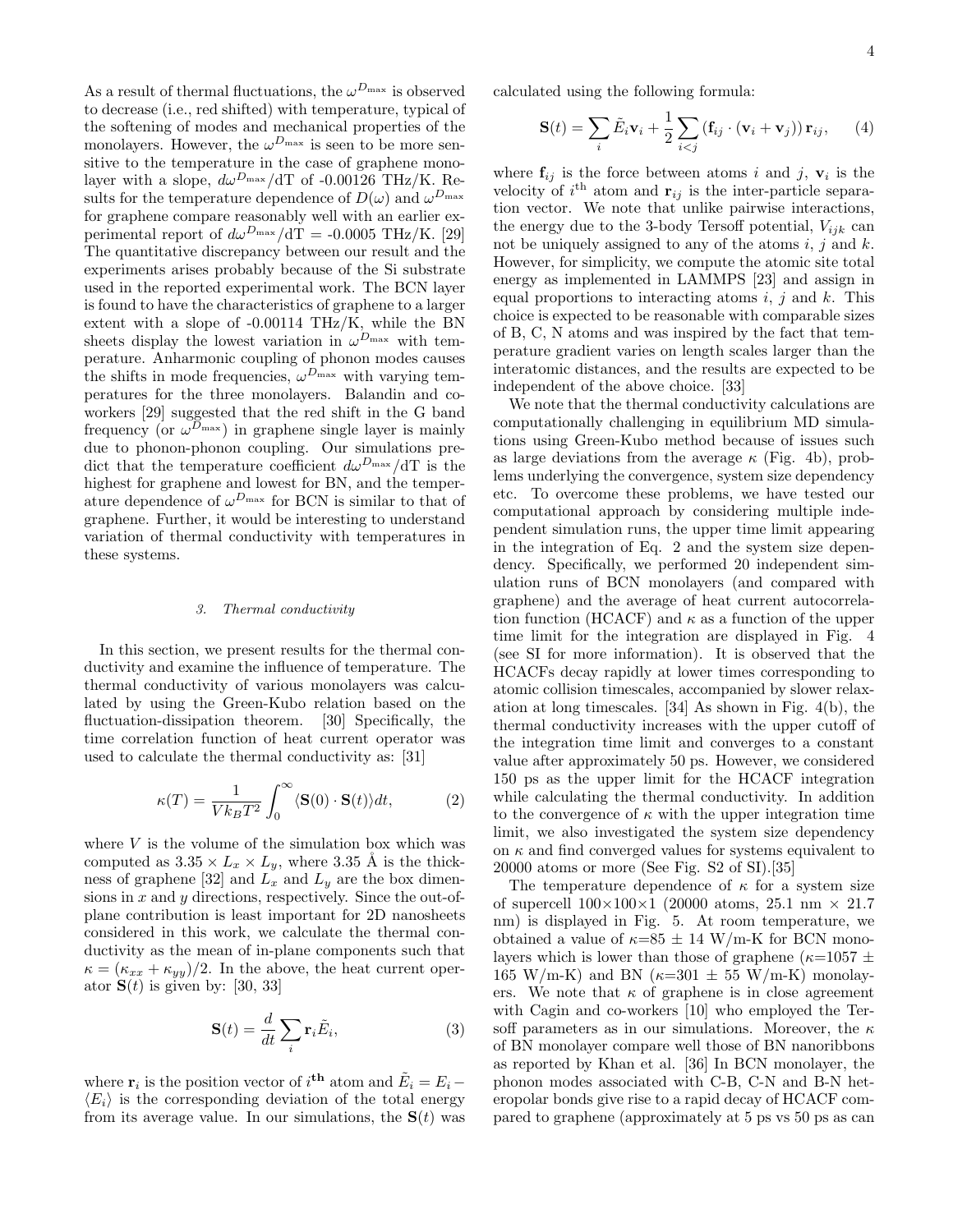As a result of thermal fluctuations, the $\omega^{D_{\max}}$ is observed to decrease (i.e., red shifted) with temperature, typical of the softening of modes and mechanical properties of the monolayers. However, the $\omega^{D_{\max}}$ is seen to be more sensitive to the temperature in the case of graphene monolayer with a slope, $d\omega^{D_{\max}}/\mathrm{dT}$ of -0.00126 THz/K. Results for the temperature dependence of $D(\omega)$ and $\omega^{D_{\max}}$ for graphene compare reasonably well with an earlier experimental report of $d\omega^{D_{\max}}/\mathrm{dT}$ = -0.0005 THz/K. [29] The quantitative discrepancy between our result and the experiments arises probably because of the Si substrate used in the reported experimental work. The BCN layer is found to have the characteristics of graphene to a larger extent with a slope of -0.00114 THz/K, while the BN sheets display the lowest variation in $\omega^{D_{\max}}$ with temperature. Anharmonic coupling of phonon modes causes the shifts in mode frequencies, $\omega^{D_{\max}}$ with varying temperatures for the three monolayers. Balandin and coworkers [29] suggested that the red shift in the G band frequency (or $\omega^{D_{\max}}$) in graphene single layer is mainly due to phonon-phonon coupling. Our simulations predict that the temperature coefficient $d\omega^{D_{\max}}/\mathrm{dT}$ is the highest for graphene and lowest for BN, and the temperature dependence of $\omega^{D_{\max}}$ for BCN is similar to that of graphene. Further, it would be interesting to understand variation of thermal conductivity with temperatures in these systems.

### 3. Thermal conductivity

In this section, we present results for the thermal conductivity and examine the influence of temperature. The thermal conductivity of various monolayers was calculated by using the Green-Kubo relation based on the fluctuation-dissipation theorem. [30] Specifically, the time correlation function of heat current operator was used to calculate the thermal conductivity as: [31]

$$\kappa(T) = \frac{1}{V k_B T^2} \int_0^\infty \langle \mathbf{S}(0) \cdot \mathbf{S}(t) \rangle dt, \tag{2}$$

where $V$ is the volume of the simulation box which was computed as $3.35 \times L_x \times L_y$, where 3.35 Å is the thickness of graphene [32] and $L_x$ and $L_y$ are the box dimensions in x and y directions, respectively. Since the out-of-plane contribution is least important for 2D nanosheets considered in this work, we calculate the thermal conductivity as the mean of in-plane components such that $\kappa = (\kappa_{xx} + \kappa_{yy})/2$. In the above, the heat current operator $\mathbf{S}(t)$ is given by: [30, 33]

$$\mathbf{S}(t) = \frac{d}{dt} \sum_i \mathbf{r}_i \tilde{E}_i, \tag{3}$$

where $\mathbf{r}_i$ is the position vector of $i^{\mathbf{th}}$ atom and $\tilde{E}_i = E_i - \langle E_i \rangle$ is the corresponding deviation of the total energy from its average value. In our simulations, the $\mathbf{S}(t)$ was calculated using the following formula:

$$\mathbf{S}(t) = \sum_i \tilde{E}_i \mathbf{v}_i + \frac{1}{2} \sum_{i<j} \left( \mathbf{f}_{ij} \cdot (\mathbf{v}_i + \mathbf{v}_j) \right) \mathbf{r}_{ij}, \tag{4}$$

where $\mathbf{f}_{ij}$ is the force between atoms $i$ and $j$, $\mathbf{v}_i$ is the velocity of $i^{\mathrm{th}}$ atom and $\mathbf{r}_{ij}$ is the inter-particle separation vector. We note that unlike pairwise interactions, the energy due to the 3-body Tersoff potential, $V_{ijk}$ can not be uniquely assigned to any of the atoms $i$, $j$ and $k$. However, for simplicity, we compute the atomic site total energy as implemented in LAMMPS [23] and assign in equal proportions to interacting atoms $i$, $j$ and $k$. This choice is expected to be reasonable with comparable sizes of B, C, N atoms and was inspired by the fact that temperature gradient varies on length scales larger than the interatomic distances, and the results are expected to be independent of the above choice. [33]

We note that the thermal conductivity calculations are computationally challenging in equilibrium MD simulations using Green-Kubo method because of issues such as large deviations from the average $\kappa$ (Fig. 4b), problems underlying the convergence, system size dependency etc. To overcome these problems, we have tested our computational approach by considering multiple independent simulation runs, the upper time limit appearing in the integration of Eq. 2 and the system size dependency. Specifically, we performed 20 independent simulation runs of BCN monolayers (and compared with graphene) and the average of heat current autocorrelation function (HCACF) and $\kappa$ as a function of the upper time limit for the integration are displayed in Fig. 4 (see SI for more information). It is observed that the HCACFs decay rapidly at lower times corresponding to atomic collision timescales, accompanied by slower relaxation at long timescales. [34] As shown in Fig. 4(b), the thermal conductivity increases with the upper cutoff of the integration time limit and converges to a constant value after approximately 50 ps. However, we considered 150 ps as the upper limit for the HCACF integration while calculating the thermal conductivity. In addition to the convergence of $\kappa$ with the upper integration time limit, we also investigated the system size dependency on $\kappa$ and find converged values for systems equivalent to 20000 atoms or more (See Fig. S2 of SI).[35]

The temperature dependence of $\kappa$ for a system size of supercell 100×100×1 (20000 atoms, 25.1 nm × 21.7 nm) is displayed in Fig. 5. At room temperature, we obtained a value of $\kappa$=85 ± 14 W/m-K for BCN monolayers which is lower than those of graphene ($\kappa$=1057 ± 165 W/m-K) and BN ($\kappa$=301 ± 55 W/m-K) monolayers. We note that $\kappa$ of graphene is in close agreement with Cagin and co-workers [10] who employed the Tersoff parameters as in our simulations. Moreover, the $\kappa$ of BN monolayer compare well those of BN nanoribbons as reported by Khan et al. [36] In BCN monolayer, the phonon modes associated with C-B, C-N and B-N heteropolar bonds give rise to a rapid decay of HCACF compared to graphene (approximately at 5 ps vs 50 ps as can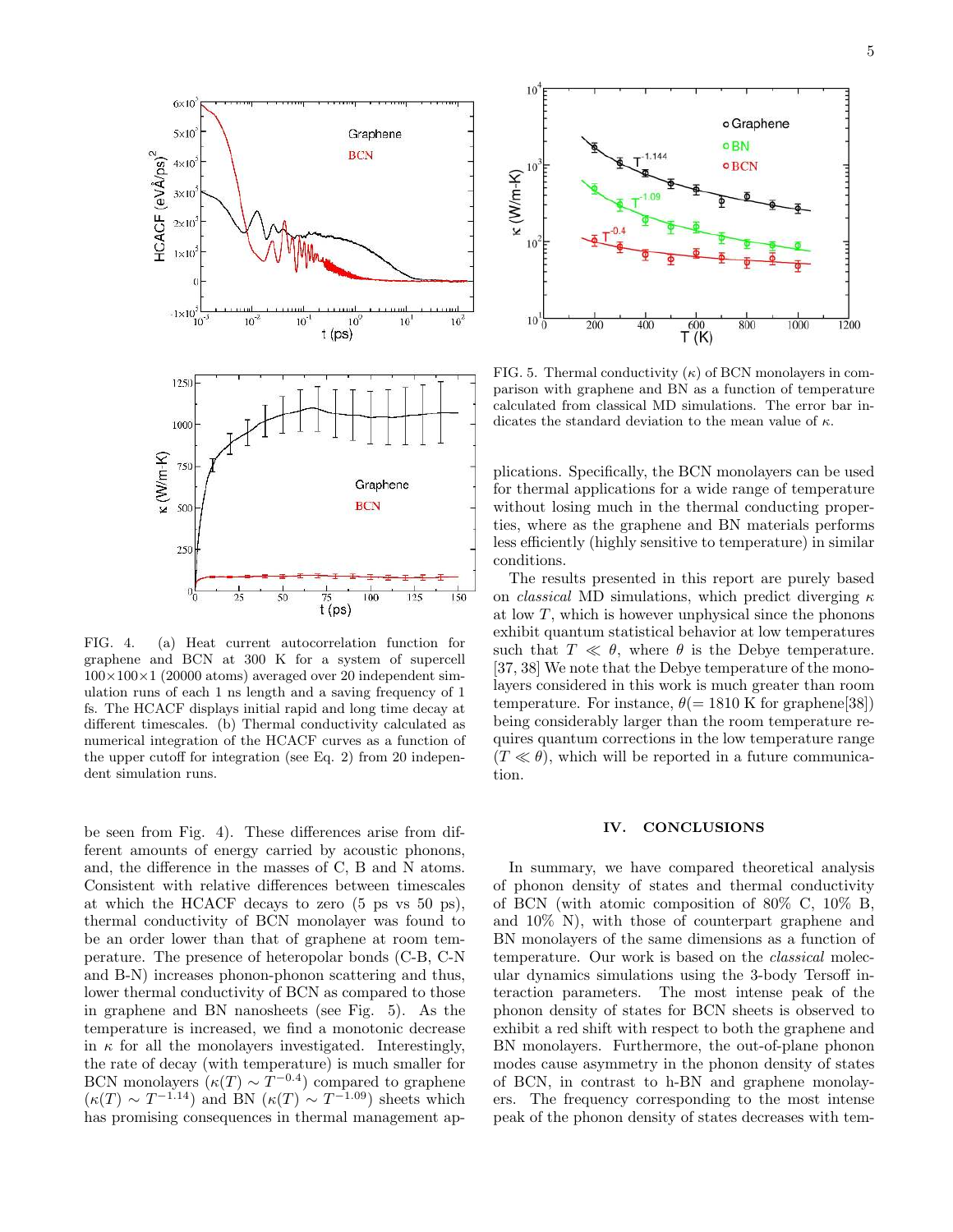FIG. 4. (a) Heat current autocorrelation function for graphene and BCN at 300 K for a system of supercell 100×100×1 (20000 atoms) averaged over 20 independent simulation runs of each 1 ns length and a saving frequency of 1 fs. The HCACF displays initial rapid and long time decay at different timescales. (b) Thermal conductivity calculated as numerical integration of the HCACF curves as a function of the upper cutoff for integration (see Eq. 2) from 20 independent simulation runs.

be seen from Fig. 4). These differences arise from different amounts of energy carried by acoustic phonons, and, the difference in the masses of C, B and N atoms. Consistent with relative differences between timescales at which the HCACF decays to zero (5 ps vs 50 ps), thermal conductivity of BCN monolayer was found to be an order lower than that of graphene at room temperature. The presence of heteropolar bonds (C-B, C-N and B-N) increases phonon-phonon scattering and thus, lower thermal conductivity of BCN as compared to those in graphene and BN nanosheets (see Fig. 5). As the temperature is increased, we find a monotonic decrease in $\kappa$ for all the monolayers investigated. Interestingly, the rate of decay (with temperature) is much smaller for BCN monolayers ($\kappa(T) \sim T^{-0.4}$) compared to graphene ($\kappa(T) \sim T^{-1.14}$) and BN ($\kappa(T) \sim T^{-1.09}$) sheets which has promising consequences in thermal management applications. Specifically, the BCN monolayers can be used for thermal applications for a wide range of temperature without losing much in the thermal conducting properties, where as the graphene and BN materials performs less efficiently (highly sensitive to temperature) in similar conditions.

FIG. 5. Thermal conductivity ($\kappa$) of BCN monolayers in comparison with graphene and BN as a function of temperature calculated from classical MD simulations. The error bar indicates the standard deviation to the mean value of $\kappa$.

The results presented in this report are purely based on *classical* MD simulations, which predict diverging $\kappa$ at low $T$, which is however unphysical since the phonons exhibit quantum statistical behavior at low temperatures such that $T \ll \theta$, where $\theta$ is the Debye temperature. [37, 38] We note that the Debye temperature of the monolayers considered in this work is much greater than room temperature. For instance, $\theta(= 1810$ K for graphene[38]) being considerably larger than the room temperature requires quantum corrections in the low temperature range ($T \ll \theta$), which will be reported in a future communication.

## IV. CONCLUSIONS

In summary, we have compared theoretical analysis of phonon density of states and thermal conductivity of BCN (with atomic composition of 80% C, 10% B, and 10% N), with those of counterpart graphene and BN monolayers of the same dimensions as a function of temperature. Our work is based on the *classical* molecular dynamics simulations using the 3-body Tersoff interaction parameters. The most intense peak of the phonon density of states for BCN sheets is observed to exhibit a red shift with respect to both the graphene and BN monolayers. Furthermore, the out-of-plane phonon modes cause asymmetry in the phonon density of states of BCN, in contrast to h-BN and graphene monolayers. The frequency corresponding to the most intense peak of the phonon density of states decreases with tem-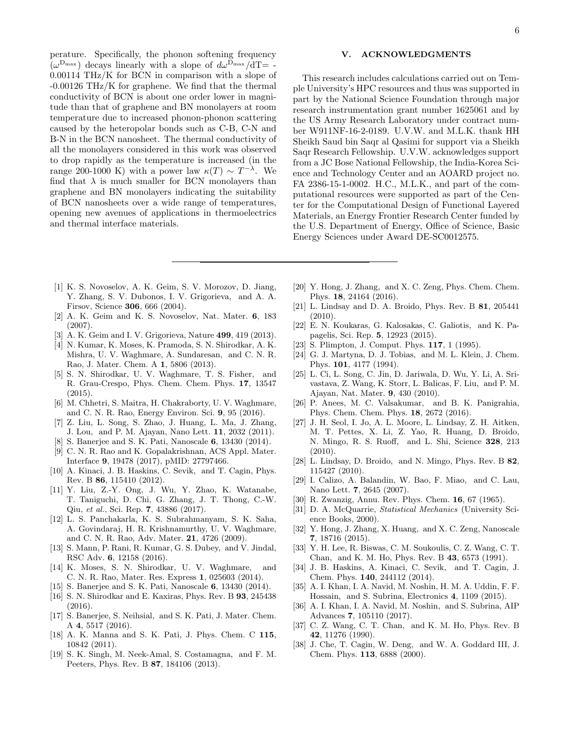perature. Specifically, the phonon softening frequency ($\omega^{D_{\max}}$) decays linearly with a slope of $d\omega^{D_{\max}}/dT$= -0.00114 THz/K for BCN in comparison with a slope of -0.00126 THz/K for graphene. We find that the thermal conductivity of BCN is about one order lower in magnitude than that of graphene and BN monolayers at room temperature due to increased phonon-phonon scattering caused by the heteropolar bonds such as C-B, C-N and B-N in the BCN nanosheet. The thermal conductivity of all the monolayers considered in this work was observed to drop rapidly as the temperature is increased (in the range 200-1000 K) with a power law $\kappa(T) \sim T^{-\lambda}$. We find that $\lambda$ is much smaller for BCN monolayers than graphene and BN monolayers indicating the suitability of BCN nanosheets over a wide range of temperatures, opening new avenues of applications in thermoelectrics and thermal interface materials.

## V. ACKNOWLEDGMENTS

This research includes calculations carried out on Temple University's HPC resources and thus was supported in part by the National Science Foundation through major research instrumentation grant number 1625061 and by the US Army Research Laboratory under contract number W911NF-16-2-0189. U.V.W. and M.L.K. thank HH Sheikh Saud bin Saqr al Qasimi for support via a Sheikh Saqr Research Fellowship. U.V.W. acknowledges support from a JC Bose National Fellowship, the India-Korea Science and Technology Center and an AOARD project no. FA 2386-15-1-0002. H.C., M.L.K., and part of the computational resources were supported as part of the Center for the Computational Design of Functional Layered Materials, an Energy Frontier Research Center funded by the U.S. Department of Energy, Office of Science, Basic Energy Sciences under Award DE-SC0012575.

---

[1] K. S. Novoselov, A. K. Geim, S. V. Morozov, D. Jiang, Y. Zhang, S. V. Dubonos, I. V. Grigorieva, and A. A. Firsov, Science **306**, 666 (2004).
[2] A. K. Geim and K. S. Novoselov, Nat. Mater. **6**, 183 (2007).
[3] A. K. Geim and I. V. Grigorieva, Nature **499**, 419 (2013).
[4] N. Kumar, K. Moses, K. Pramoda, S. N. Shirodkar, A. K. Mishra, U. V. Waghmare, A. Sundaresan, and C. N. R. Rao, J. Mater. Chem. A **1**, 5806 (2013).
[5] S. N. Shirodkar, U. V. Waghmare, T. S. Fisher, and R. Grau-Crespo, Phys. Chem. Chem. Phys. **17**, 13547 (2015).
[6] M. Chhetri, S. Maitra, H. Chakraborty, U. V. Waghmare, and C. N. R. Rao, Energy Environ. Sci. **9**, 95 (2016).
[7] Z. Liu, L. Song, S. Zhao, J. Huang, L. Ma, J. Zhang, J. Lou, and P. M. Ajayan, Nano Lett. **11**, 2032 (2011).
[8] S. Banerjee and S. K. Pati, Nanoscale **6**, 13430 (2014).
[9] C. N. R. Rao and K. Gopalakrishnan, ACS Appl. Mater. Interface **9**, 19478 (2017), pMID: 27797466.
[10] A. Kinaci, J. B. Haskins, C. Sevik, and T. Cagin, Phys. Rev. B **86**, 115410 (2012).
[11] Y. Liu, Z.-Y. Ong, J. Wu, Y. Zhao, K. Watanabe, T. Taniguchi, D. Chi, G. Zhang, J. T. Thong, C.-W. Qiu, *et al.*, Sci. Rep. **7**, 43886 (2017).
[12] L. S. Panchakarla, K. S. Subrahmanyam, S. K. Saha, A. Govindaraj, H. R. Krishnamurthy, U. V. Waghmare, and C. N. R. Rao, Adv. Mater. **21**, 4726 (2009).
[13] S. Mann, P. Rani, R. Kumar, G. S. Dubey, and V. Jindal, RSC Adv. **6**, 12158 (2016).
[14] K. Moses, S. N. Shirodkar, U. V. Waghmare, and C. N. R. Rao, Mater. Res. Express **1**, 025603 (2014).
[15] S. Banerjee and S. K. Pati, Nanoscale **6**, 13430 (2014).
[16] S. N. Shirodkar and E. Kaxiras, Phys. Rev. B **93**, 245438 (2016).
[17] S. Banerjee, S. Neihsial, and S. K. Pati, J. Mater. Chem. A **4**, 5517 (2016).
[18] A. K. Manna and S. K. Pati, J. Phys. Chem. C **115**, 10842 (2011).
[19] S. K. Singh, M. Neek-Amal, S. Costamagna, and F. M. Peeters, Phys. Rev. B **87**, 184106 (2013).
[20] Y. Hong, J. Zhang, and X. C. Zeng, Phys. Chem. Chem. Phys. **18**, 24164 (2016).
[21] L. Lindsay and D. A. Broido, Phys. Rev. B **81**, 205441 (2010).
[22] E. N. Koukaras, G. Kalosakas, C. Galiotis, and K. Papagelis, Sci. Rep. **5**, 12923 (2015).
[23] S. Plimpton, J. Comput. Phys. **117**, 1 (1995).
[24] G. J. Martyna, D. J. Tobias, and M. L. Klein, J. Chem. Phys. **101**, 4177 (1994).
[25] L. Ci, L. Song, C. Jin, D. Jariwala, D. Wu, Y. Li, A. Srivastava, Z. Wang, K. Storr, L. Balicas, F. Liu, and P. M. Ajayan, Nat. Mater. **9**, 430 (2010).
[26] P. Anees, M. C. Valsakumar, and B. K. Panigrahia, Phys. Chem. Chem. Phys. **18**, 2672 (2016).
[27] J. H. Seol, I. Jo, A. L. Moore, L. Lindsay, Z. H. Aitken, M. T. Pettes, X. Li, Z. Yao, R. Huang, D. Broido, N. Mingo, R. S. Ruoff, and L. Shi, Science **328**, 213 (2010).
[28] L. Lindsay, D. Broido, and N. Mingo, Phys. Rev. B **82**, 115427 (2010).
[29] I. Calizo, A. Balandin, W. Bao, F. Miao, and C. Lau, Nano Lett. **7**, 2645 (2007).
[30] R. Zwanzig, Annu. Rev. Phys. Chem. **16**, 67 (1965).
[31] D. A. McQuarrie, *Statistical Mechanics* (University Science Books, 2000).
[32] Y. Hong, J. Zhang, X. Huang, and X. C. Zeng, Nanoscale **7**, 18716 (2015).
[33] Y. H. Lee, R. Biswas, C. M. Soukoulis, C. Z. Wang, C. T. Chan, and K. M. Ho, Phys. Rev. B **43**, 6573 (1991).
[34] J. B. Haskins, A. Kinaci, C. Sevik, and T. Cagin, J. Chem. Phys. **140**, 244112 (2014).
[35] A. I. Khan, I. A. Navid, M. Noshin, H. M. A. Uddin, F. F. Hossain, and S. Subrina, Electronics **4**, 1109 (2015).
[36] A. I. Khan, I. A. Navid, M. Noshin, and S. Subrina, AIP Advances **7**, 105110 (2017).
[37] C. Z. Wang, C. T. Chan, and K. M. Ho, Phys. Rev. B **42**, 11276 (1990).
[38] J. Che, T. Cagin, W. Deng, and W. A. Goddard III, J. Chem. Phys. **113**, 6888 (2000).